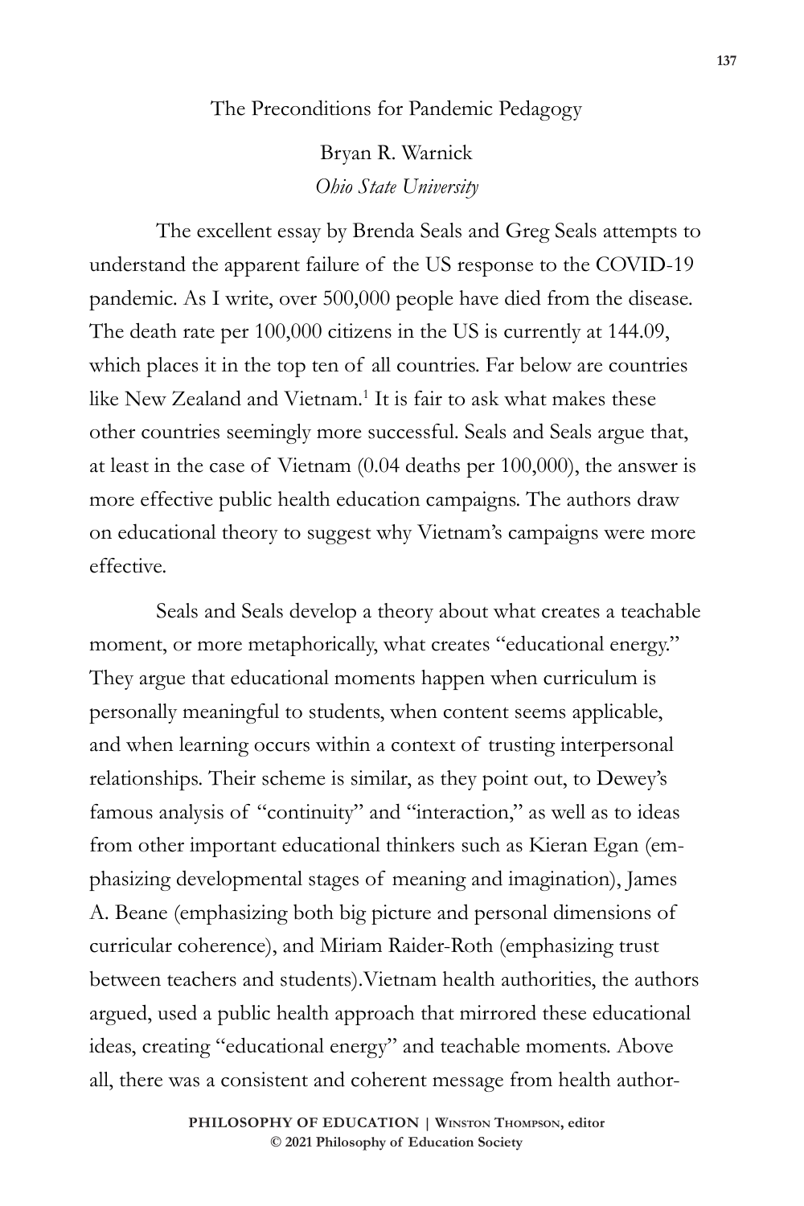# The Preconditions for Pandemic Pedagogy

Bryan R. Warnick
*Ohio State University*

The excellent essay by Brenda Seals and Greg Seals attempts to understand the apparent failure of the US response to the COVID-19 pandemic. As I write, over 500,000 people have died from the disease. The death rate per 100,000 citizens in the US is currently at 144.09, which places it in the top ten of all countries. Far below are countries like New Zealand and Vietnam.[1] It is fair to ask what makes these other countries seemingly more successful. Seals and Seals argue that, at least in the case of Vietnam (0.04 deaths per 100,000), the answer is more effective public health education campaigns. The authors draw on educational theory to suggest why Vietnam's campaigns were more effective.

Seals and Seals develop a theory about what creates a teachable moment, or more metaphorically, what creates "educational energy." They argue that educational moments happen when curriculum is personally meaningful to students, when content seems applicable, and when learning occurs within a context of trusting interpersonal relationships. Their scheme is similar, as they point out, to Dewey's famous analysis of "continuity" and "interaction," as well as to ideas from other important educational thinkers such as Kieran Egan (emphasizing developmental stages of meaning and imagination), James A. Beane (emphasizing both big picture and personal dimensions of curricular coherence), and Miriam Raider-Roth (emphasizing trust between teachers and students).Vietnam health authorities, the authors argued, used a public health approach that mirrored these educational ideas, creating "educational energy" and teachable moments. Above all, there was a consistent and coherent message from health author-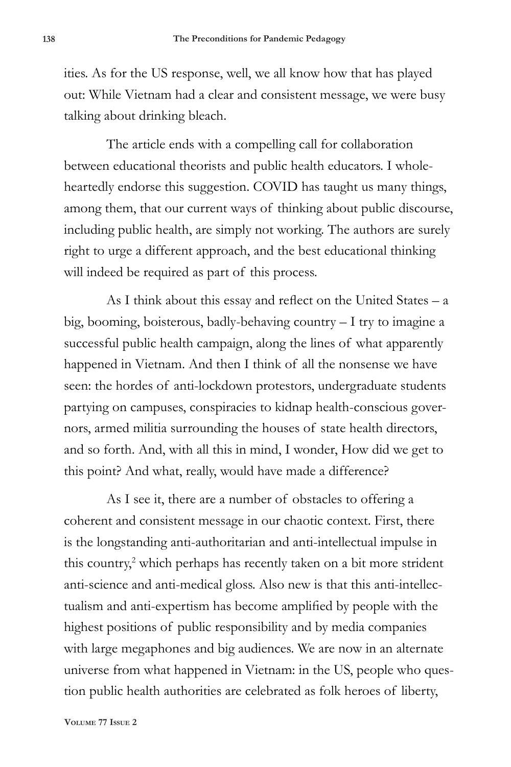ities. As for the US response, well, we all know how that has played out: While Vietnam had a clear and consistent message, we were busy talking about drinking bleach.

The article ends with a compelling call for collaboration between educational theorists and public health educators. I wholeheartedly endorse this suggestion. COVID has taught us many things, among them, that our current ways of thinking about public discourse, including public health, are simply not working. The authors are surely right to urge a different approach, and the best educational thinking will indeed be required as part of this process.

As I think about this essay and reflect on the United States – a big, booming, boisterous, badly-behaving country – I try to imagine a successful public health campaign, along the lines of what apparently happened in Vietnam. And then I think of all the nonsense we have seen: the hordes of anti-lockdown protestors, undergraduate students partying on campuses, conspiracies to kidnap health-conscious governors, armed militia surrounding the houses of state health directors, and so forth. And, with all this in mind, I wonder, How did we get to this point? And what, really, would have made a difference?

As I see it, there are a number of obstacles to offering a coherent and consistent message in our chaotic context. First, there is the longstanding anti-authoritarian and anti-intellectual impulse in this country,[2] which perhaps has recently taken on a bit more strident anti-science and anti-medical gloss. Also new is that this anti-intellectualism and anti-expertism has become amplified by people with the highest positions of public responsibility and by media companies with large megaphones and big audiences. We are now in an alternate universe from what happened in Vietnam: in the US, people who question public health authorities are celebrated as folk heroes of liberty,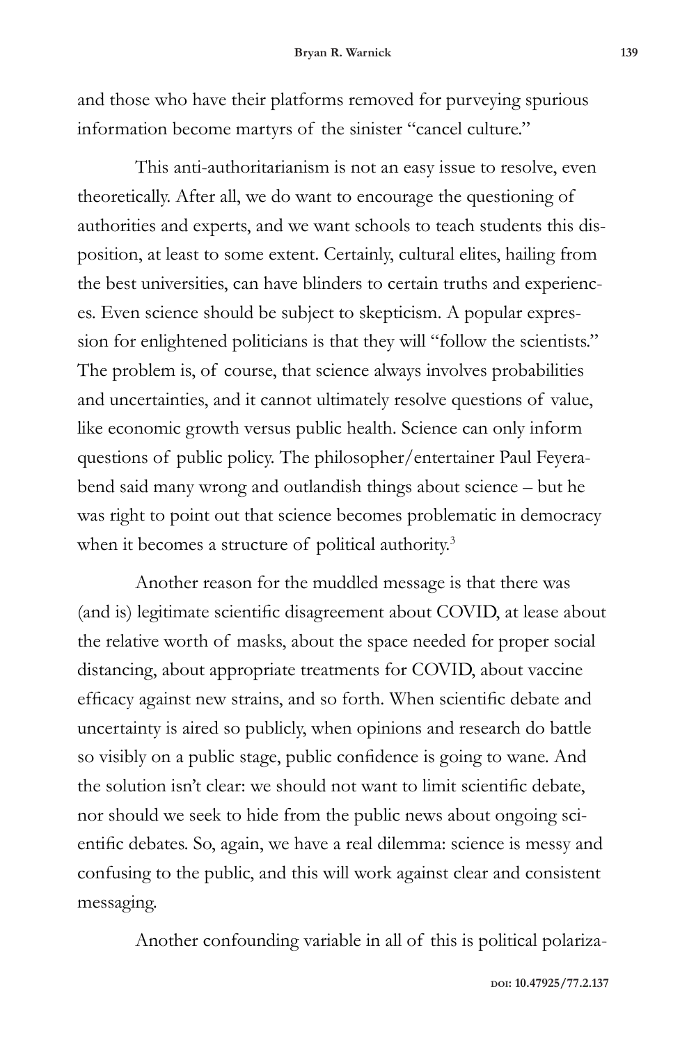and those who have their platforms removed for purveying spurious information become martyrs of the sinister "cancel culture."

This anti-authoritarianism is not an easy issue to resolve, even theoretically. After all, we do want to encourage the questioning of authorities and experts, and we want schools to teach students this disposition, at least to some extent. Certainly, cultural elites, hailing from the best universities, can have blinders to certain truths and experiences. Even science should be subject to skepticism. A popular expression for enlightened politicians is that they will "follow the scientists." The problem is, of course, that science always involves probabilities and uncertainties, and it cannot ultimately resolve questions of value, like economic growth versus public health. Science can only inform questions of public policy. The philosopher/entertainer Paul Feyerabend said many wrong and outlandish things about science – but he was right to point out that science becomes problematic in democracy when it becomes a structure of political authority.[3]

Another reason for the muddled message is that there was (and is) legitimate scientific disagreement about COVID, at lease about the relative worth of masks, about the space needed for proper social distancing, about appropriate treatments for COVID, about vaccine efficacy against new strains, and so forth. When scientific debate and uncertainty is aired so publicly, when opinions and research do battle so visibly on a public stage, public confidence is going to wane. And the solution isn't clear: we should not want to limit scientific debate, nor should we seek to hide from the public news about ongoing scientific debates. So, again, we have a real dilemma: science is messy and confusing to the public, and this will work against clear and consistent messaging.

Another confounding variable in all of this is political polariza-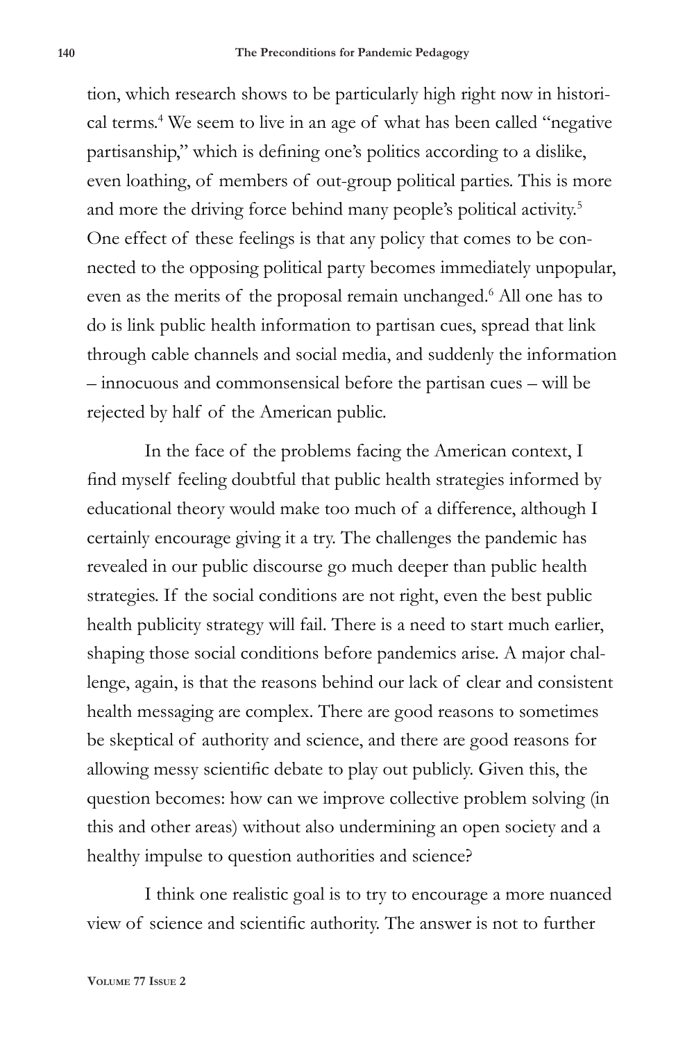tion, which research shows to be particularly high right now in historical terms.[4] We seem to live in an age of what has been called "negative partisanship," which is defining one's politics according to a dislike, even loathing, of members of out-group political parties. This is more and more the driving force behind many people's political activity.[5] One effect of these feelings is that any policy that comes to be connected to the opposing political party becomes immediately unpopular, even as the merits of the proposal remain unchanged.[6] All one has to do is link public health information to partisan cues, spread that link through cable channels and social media, and suddenly the information – innocuous and commonsensical before the partisan cues – will be rejected by half of the American public.

In the face of the problems facing the American context, I find myself feeling doubtful that public health strategies informed by educational theory would make too much of a difference, although I certainly encourage giving it a try. The challenges the pandemic has revealed in our public discourse go much deeper than public health strategies. If the social conditions are not right, even the best public health publicity strategy will fail. There is a need to start much earlier, shaping those social conditions before pandemics arise. A major challenge, again, is that the reasons behind our lack of clear and consistent health messaging are complex. There are good reasons to sometimes be skeptical of authority and science, and there are good reasons for allowing messy scientific debate to play out publicly. Given this, the question becomes: how can we improve collective problem solving (in this and other areas) without also undermining an open society and a healthy impulse to question authorities and science?

I think one realistic goal is to try to encourage a more nuanced view of science and scientific authority. The answer is not to further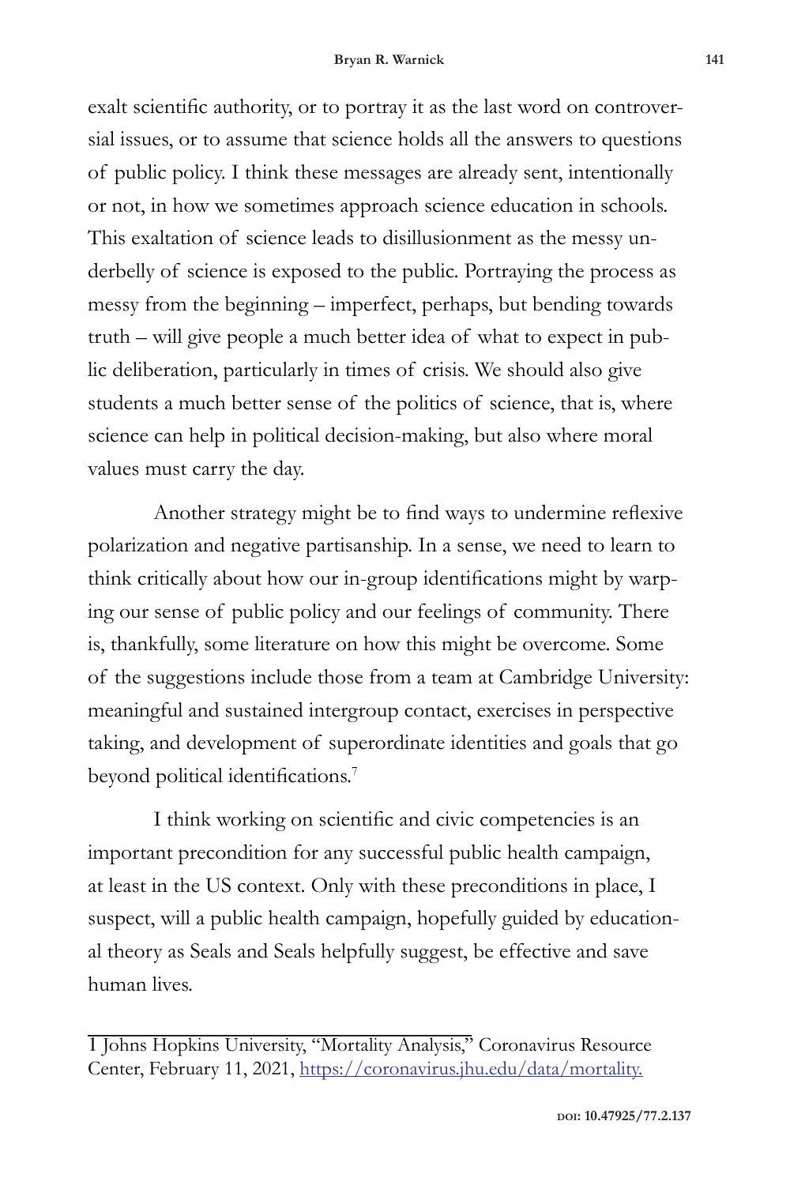exalt scientific authority, or to portray it as the last word on controversial issues, or to assume that science holds all the answers to questions of public policy. I think these messages are already sent, intentionally or not, in how we sometimes approach science education in schools. This exaltation of science leads to disillusionment as the messy underbelly of science is exposed to the public. Portraying the process as messy from the beginning – imperfect, perhaps, but bending towards truth – will give people a much better idea of what to expect in public deliberation, particularly in times of crisis. We should also give students a much better sense of the politics of science, that is, where science can help in political decision-making, but also where moral values must carry the day.

Another strategy might be to find ways to undermine reflexive polarization and negative partisanship. In a sense, we need to learn to think critically about how our in-group identifications might by warping our sense of public policy and our feelings of community. There is, thankfully, some literature on how this might be overcome. Some of the suggestions include those from a team at Cambridge University: meaningful and sustained intergroup contact, exercises in perspective taking, and development of superordinate identities and goals that go beyond political identifications.[7]

I think working on scientific and civic competencies is an important precondition for any successful public health campaign, at least in the US context. Only with these preconditions in place, I suspect, will a public health campaign, hopefully guided by educational theory as Seals and Seals helpfully suggest, be effective and save human lives.

---

1 Johns Hopkins University, "Mortality Analysis," Coronavirus Resource Center, February 11, 2021, https://coronavirus.jhu.edu/data/mortality.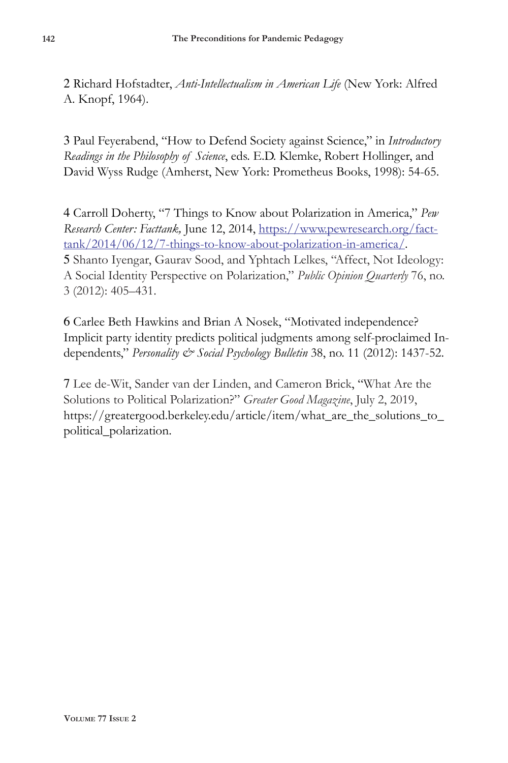2 Richard Hofstadter, *Anti-Intellectualism in American Life* (New York: Alfred A. Knopf, 1964).

3 Paul Feyerabend, "How to Defend Society against Science," in *Introductory Readings in the Philosophy of Science*, eds. E.D. Klemke, Robert Hollinger, and David Wyss Rudge (Amherst, New York: Prometheus Books, 1998): 54-65.

4 Carroll Doherty, "7 Things to Know about Polarization in America," *Pew Research Center: Facttank,* June 12, 2014, https://www.pewresearch.org/fact-tank/2014/06/12/7-things-to-know-about-polarization-in-america/.

5 Shanto Iyengar, Gaurav Sood, and Yphtach Lelkes, "Affect, Not Ideology: A Social Identity Perspective on Polarization," *Public Opinion Quarterly* 76, no. 3 (2012): 405–431.

6 Carlee Beth Hawkins and Brian A Nosek, "Motivated independence? Implicit party identity predicts political judgments among self-proclaimed Independents," *Personality & Social Psychology Bulletin* 38, no. 11 (2012): 1437-52.

7 Lee de-Wit, Sander van der Linden, and Cameron Brick, "What Are the Solutions to Political Polarization?" *Greater Good Magazine*, July 2, 2019, https://greatergood.berkeley.edu/article/item/what_are_the_solutions_to_political_polarization.